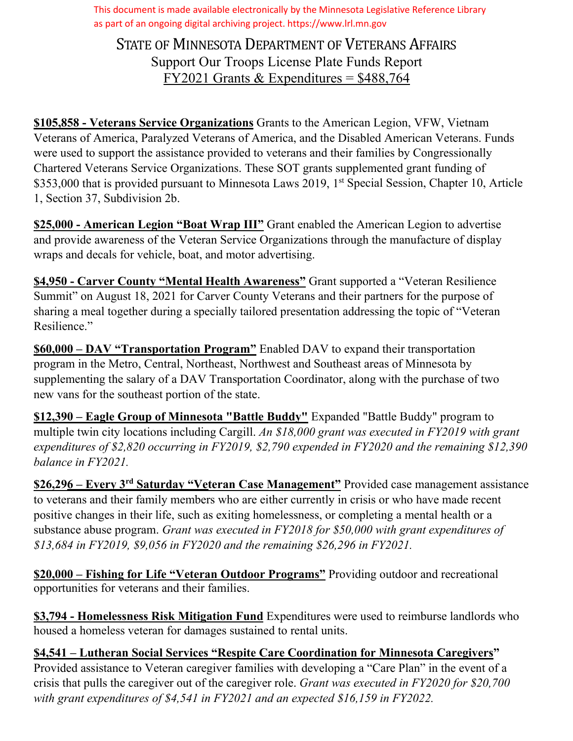This document is made available electronically by the Minnesota Legislative Reference Library as part of an ongoing digital archiving project. https://www.lrl.mn.gov

# STATE OF MINNESOTA DEPARTMENT OF VETERANS AFFAIRS

## Support Our Troops License Plate Funds Report

## FY2021 Grants & Expenditures = $488,764

**$105,858 - Veterans Service Organizations** Grants to the American Legion, VFW, Vietnam Veterans of America, Paralyzed Veterans of America, and the Disabled American Veterans. Funds were used to support the assistance provided to veterans and their families by Congressionally Chartered Veterans Service Organizations. These SOT grants supplemented grant funding of $353,000 that is provided pursuant to Minnesota Laws 2019, 1st Special Session, Chapter 10, Article 1, Section 37, Subdivision 2b.

**$25,000 - American Legion "Boat Wrap III"** Grant enabled the American Legion to advertise and provide awareness of the Veteran Service Organizations through the manufacture of display wraps and decals for vehicle, boat, and motor advertising.

**$4,950 - Carver County "Mental Health Awareness"** Grant supported a "Veteran Resilience Summit" on August 18, 2021 for Carver County Veterans and their partners for the purpose of sharing a meal together during a specially tailored presentation addressing the topic of "Veteran Resilience."

**$60,000 – DAV "Transportation Program"** Enabled DAV to expand their transportation program in the Metro, Central, Northeast, Northwest and Southeast areas of Minnesota by supplementing the salary of a DAV Transportation Coordinator, along with the purchase of two new vans for the southeast portion of the state.

**$12,390 – Eagle Group of Minnesota "Battle Buddy"** Expanded "Battle Buddy" program to multiple twin city locations including Cargill. *An $18,000 grant was executed in FY2019 with grant expenditures of $2,820 occurring in FY2019, $2,790 expended in FY2020 and the remaining $12,390 balance in FY2021.*

**$26,296 – Every 3rd Saturday "Veteran Case Management"** Provided case management assistance to veterans and their family members who are either currently in crisis or who have made recent positive changes in their life, such as exiting homelessness, or completing a mental health or a substance abuse program. *Grant was executed in FY2018 for $50,000 with grant expenditures of $13,684 in FY2019, $9,056 in FY2020 and the remaining $26,296 in FY2021.*

**$20,000 – Fishing for Life "Veteran Outdoor Programs"** Providing outdoor and recreational opportunities for veterans and their families.

**$3,794 - Homelessness Risk Mitigation Fund** Expenditures were used to reimburse landlords who housed a homeless veteran for damages sustained to rental units.

**$4,541 – Lutheran Social Services "Respite Care Coordination for Minnesota Caregivers"** Provided assistance to Veteran caregiver families with developing a "Care Plan" in the event of a crisis that pulls the caregiver out of the caregiver role. *Grant was executed in FY2020 for $20,700 with grant expenditures of $4,541 in FY2021 and an expected $16,159 in FY2022.*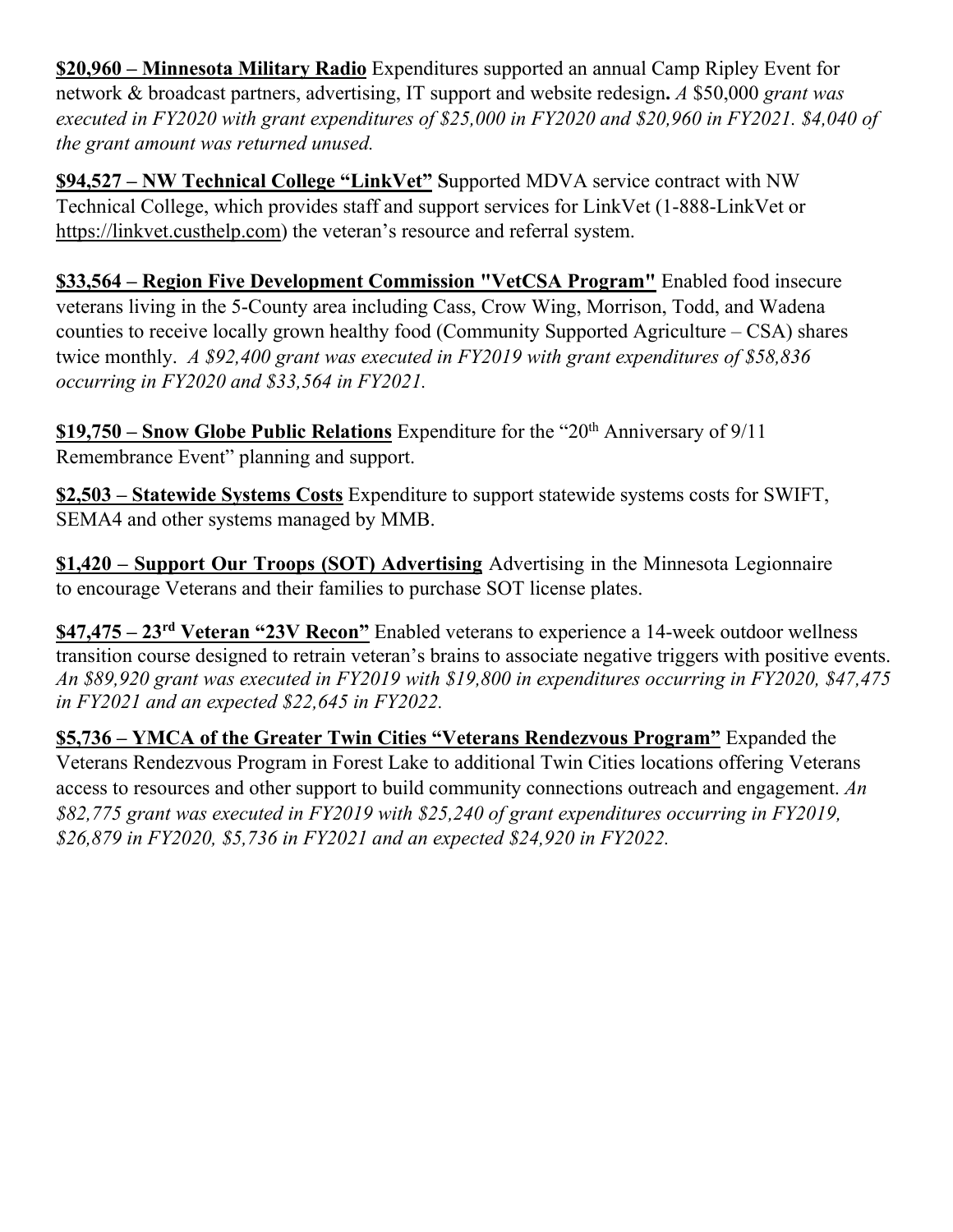**$20,960 – Minnesota Military Radio** Expenditures supported an annual Camp Ripley Event for network & broadcast partners, advertising, IT support and website redesign**.** *A* $50,000 *grant was executed in FY2020 with grant expenditures of $25,000 in FY2020 and $20,960 in FY2021. $4,040 of the grant amount was returned unused.*

**$94,527 – NW Technical College "LinkVet" S**upported MDVA service contract with NW Technical College, which provides staff and support services for LinkVet (1-888-LinkVet or https://linkvet.custhelp.com) the veteran's resource and referral system.

**$33,564 – Region Five Development Commission "VetCSA Program"** Enabled food insecure veterans living in the 5-County area including Cass, Crow Wing, Morrison, Todd, and Wadena counties to receive locally grown healthy food (Community Supported Agriculture – CSA) shares twice monthly. *A $92,400 grant was executed in FY2019 with grant expenditures of $58,836 occurring in FY2020 and $33,564 in FY2021.*

**$19,750 – Snow Globe Public Relations** Expenditure for the "20th Anniversary of 9/11 Remembrance Event" planning and support.

**$2,503 – Statewide Systems Costs** Expenditure to support statewide systems costs for SWIFT, SEMA4 and other systems managed by MMB.

**$1,420 – Support Our Troops (SOT) Advertising** Advertising in the Minnesota Legionnaire to encourage Veterans and their families to purchase SOT license plates.

**$47,475 – 23rd Veteran "23V Recon"** Enabled veterans to experience a 14-week outdoor wellness transition course designed to retrain veteran's brains to associate negative triggers with positive events. *An $89,920 grant was executed in FY2019 with $19,800 in expenditures occurring in FY2020, $47,475 in FY2021 and an expected $22,645 in FY2022.*

**$5,736 – YMCA of the Greater Twin Cities "Veterans Rendezvous Program"** Expanded the Veterans Rendezvous Program in Forest Lake to additional Twin Cities locations offering Veterans access to resources and other support to build community connections outreach and engagement. *An $82,775 grant was executed in FY2019 with $25,240 of grant expenditures occurring in FY2019, $26,879 in FY2020, $5,736 in FY2021 and an expected $24,920 in FY2022.*